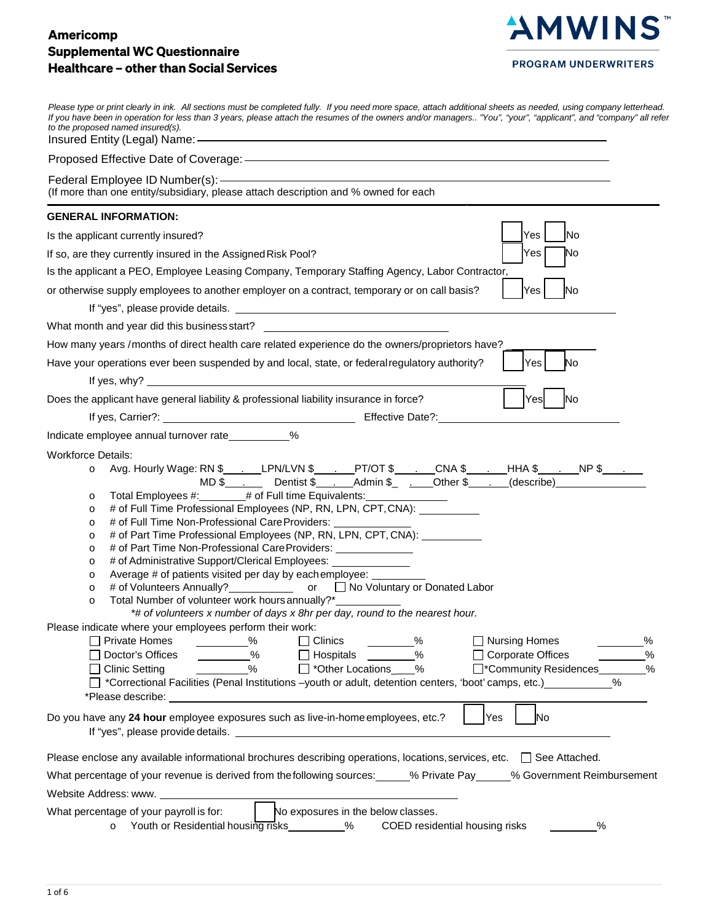# Americomp
## Supplemental WC Questionnaire
## Healthcare – other than Social Services

AMWINS™
PROGRAM UNDERWRITERS

*Please type or print clearly in ink. All sections must be completed fully. If you need more space, attach additional sheets as needed, using company letterhead. If you have been in operation for less than 3 years, please attach the resumes of the owners and/or managers.. "You", "your", "applicant", and "company" all refer to the proposed named insured(s).*

Insured Entity (Legal) Name: ______________________________

Proposed Effective Date of Coverage: ______________________________

Federal Employee ID Number(s): ______________________________
(If more than one entity/subsidiary, please attach description and % owned for each

**GENERAL INFORMATION:**

Is the applicant currently insured? ☐ Yes ☐ No

If so, are they currently insured in the Assigned Risk Pool? ☐ Yes ☐ No

Is the applicant a PEO, Employee Leasing Company, Temporary Staffing Agency, Labor Contractor, or otherwise supply employees to another employer on a contract, temporary or on call basis? ☐ Yes ☐ No

If "yes", please provide details. ______________________________

What month and year did this business start? ______________________________

How many years /months of direct health care related experience do the owners/proprietors have? ______________

Have your operations ever been suspended by and local, state, or federal regulatory authority? ☐ Yes ☐ No

If yes, why? ______________________________

Does the applicant have general liability & professional liability insurance in force? ☐ Yes ☐ No

If yes, Carrier?: ______________________ Effective Date?: ______________________

Indicate employee annual turnover rate__________%

Workforce Details:

- Avg. Hourly Wage: RN $___.___ LPN/LVN $___.___ PT/OT $___.___ CNA $___.___ HHA $___.___ NP $___.___ MD $___.___ Dentist $___.___ Admin $___.___ Other $___.___ (describe)______________
- Total Employees #:________ # of Full time Equivalents:______________
- # of Full Time Professional Employees (NP, RN, LPN, CPT, CNA): __________
- # of Full Time Non-Professional Care Providers: ______________
- # of Part Time Professional Employees (NP, RN, LPN, CPT, CNA): __________
- # of Part Time Non-Professional Care Providers: ______________
- # of Administrative Support/Clerical Employees: ______________
- Average # of patients visited per day by each employee: __________
- # of Volunteers Annually?___________ or ☐ No Voluntary or Donated Labor
- Total Number of volunteer work hours annually?*___________

*\*# of volunteers x number of days x 8hr per day, round to the nearest hour.*

Please indicate where your employees perform their work:

☐ Private Homes ________% ☐ Clinics ________% ☐ Nursing Homes ________%
☐ Doctor's Offices ________% ☐ Hospitals ________% ☐ Corporate Offices ________%
☐ Clinic Setting ________% ☐ *Other Locations____% ☐ *Community Residences________%
☐ *Correctional Facilities (Penal Institutions –youth or adult, detention centers, 'boot' camps, etc.)__________%

*Please describe: ______________________________

Do you have any **24 hour** employee exposures such as live-in-home employees, etc.? ☐ Yes ☐ No

If "yes", please provide details. ______________________________

Please enclose any available informational brochures describing operations, locations, services, etc. ☐ See Attached.

What percentage of your revenue is derived from the following sources:______% Private Pay______% Government Reimbursement

Website Address: www. ______________________________

What percentage of your payroll is for: ☐ No exposures in the below classes.

- Youth or Residential housing risks__________% COED residential housing risks ________%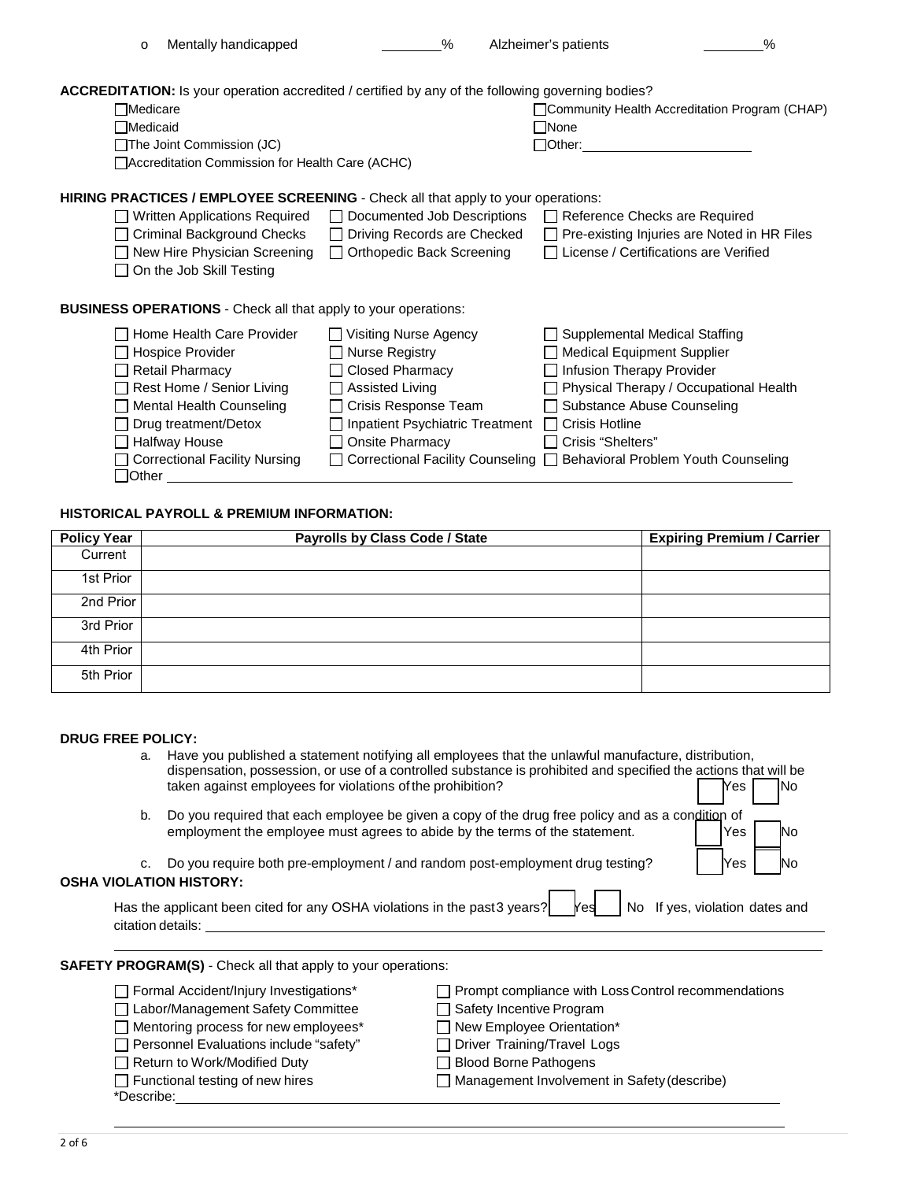- Mentally handicapped ________% Alzheimer's patients ________%

**ACCREDITATION:** Is your operation accredited / certified by any of the following governing bodies?

- ☐ Medicare
- ☐ Medicaid
- ☐ The Joint Commission (JC)
- ☐ Accreditation Commission for Health Care (ACHC)
- ☐ Community Health Accreditation Program (CHAP)
- ☐ None
- ☐ Other: ________________

**HIRING PRACTICES / EMPLOYEE SCREENING** - Check all that apply to your operations:

- ☐ Written Applications Required
- ☐ Documented Job Descriptions
- ☐ Reference Checks are Required
- ☐ Criminal Background Checks
- ☐ Driving Records are Checked
- ☐ Pre-existing Injuries are Noted in HR Files
- ☐ New Hire Physician Screening
- ☐ Orthopedic Back Screening
- ☐ License / Certifications are Verified
- ☐ On the Job Skill Testing

**BUSINESS OPERATIONS** - Check all that apply to your operations:

- ☐ Home Health Care Provider
- ☐ Visiting Nurse Agency
- ☐ Supplemental Medical Staffing
- ☐ Hospice Provider
- ☐ Nurse Registry
- ☐ Medical Equipment Supplier
- ☐ Retail Pharmacy
- ☐ Closed Pharmacy
- ☐ Infusion Therapy Provider
- ☐ Rest Home / Senior Living
- ☐ Assisted Living
- ☐ Physical Therapy / Occupational Health
- ☐ Mental Health Counseling
- ☐ Crisis Response Team
- ☐ Substance Abuse Counseling
- ☐ Drug treatment/Detox
- ☐ Inpatient Psychiatric Treatment
- ☐ Crisis Hotline
- ☐ Halfway House
- ☐ Onsite Pharmacy
- ☐ Crisis "Shelters"
- ☐ Correctional Facility Nursing
- ☐ Correctional Facility Counseling
- ☐ Behavioral Problem Youth Counseling
- ☐ Other ________________

**HISTORICAL PAYROLL & PREMIUM INFORMATION:**

| Policy Year | Payrolls by Class Code / State | Expiring Premium / Carrier |
|---|---|---|
| Current | | |
| 1st Prior | | |
| 2nd Prior | | |
| 3rd Prior | | |
| 4th Prior | | |
| 5th Prior | | |

**DRUG FREE POLICY:**

a. Have you published a statement notifying all employees that the unlawful manufacture, distribution, dispensation, possession, or use of a controlled substance is prohibited and specified the actions that will be taken against employees for violations of the prohibition? ☐ Yes ☐ No

b. Do you required that each employee be given a copy of the drug free policy and as a condition of employment the employee must agrees to abide by the terms of the statement. ☐ Yes ☐ No

c. Do you require both pre-employment / and random post-employment drug testing? ☐ Yes ☐ No

**OSHA VIOLATION HISTORY:**

Has the applicant been cited for any OSHA violations in the past 3 years? ☐ Yes ☐ No If yes, violation dates and citation details: ________________

________________

**SAFETY PROGRAM(S)** - Check all that apply to your operations:

- ☐ Formal Accident/Injury Investigations*
- ☐ Prompt compliance with Loss Control recommendations
- ☐ Labor/Management Safety Committee
- ☐ Safety Incentive Program
- ☐ Mentoring process for new employees*
- ☐ New Employee Orientation*
- ☐ Personnel Evaluations include "safety"
- ☐ Driver Training/Travel Logs
- ☐ Return to Work/Modified Duty
- ☐ Blood Borne Pathogens
- ☐ Functional testing of new hires
- ☐ Management Involvement in Safety (describe)

*Describe: ________________

________________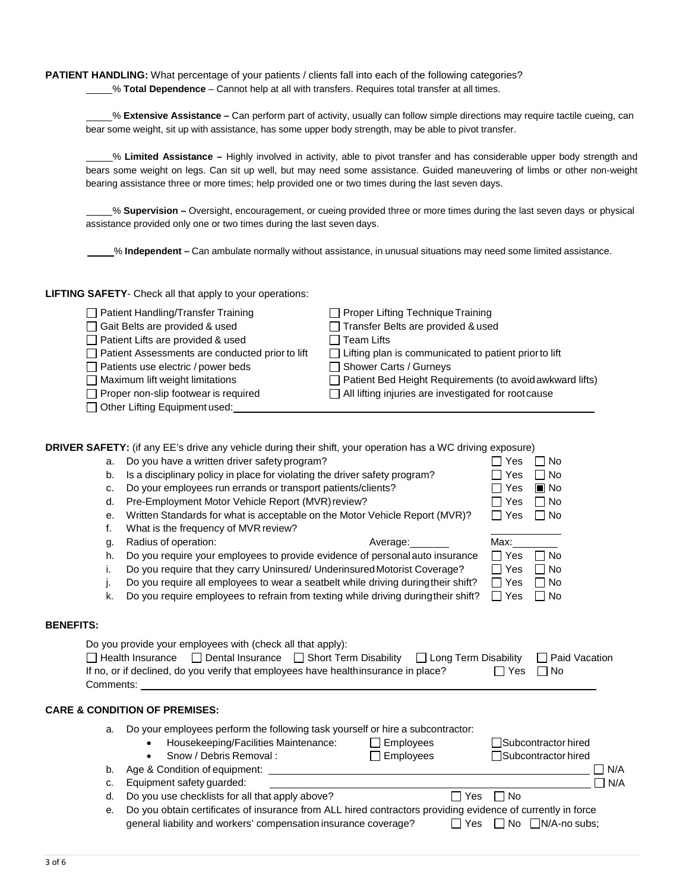**PATIENT HANDLING:** What percentage of your patients / clients fall into each of the following categories?

_____% **Total Dependence** – Cannot help at all with transfers. Requires total transfer at all times.

_____% **Extensive Assistance –** Can perform part of activity, usually can follow simple directions may require tactile cueing, can bear some weight, sit up with assistance, has some upper body strength, may be able to pivot transfer.

_____% **Limited Assistance –** Highly involved in activity, able to pivot transfer and has considerable upper body strength and bears some weight on legs. Can sit up well, but may need some assistance. Guided maneuvering of limbs or other non-weight bearing assistance three or more times; help provided one or two times during the last seven days.

_____% **Supervision –** Oversight, encouragement, or cueing provided three or more times during the last seven days or physical assistance provided only one or two times during the last seven days.

_____% **Independent –** Can ambulate normally without assistance, in unusual situations may need some limited assistance.

**LIFTING SAFETY**- Check all that apply to your operations:

- ☐ Patient Handling/Transfer Training
- ☐ Gait Belts are provided & used
- ☐ Patient Lifts are provided & used
- ☐ Patient Assessments are conducted prior to lift
- ☐ Patients use electric / power beds
- ☐ Maximum lift weight limitations
- ☐ Proper non-slip footwear is required
- ☐ Other Lifting Equipment used: _______________
- ☐ Proper Lifting Technique Training
- ☐ Transfer Belts are provided & used
- ☐ Team Lifts
- ☐ Lifting plan is communicated to patient prior to lift
- ☐ Shower Carts / Gurneys
- ☐ Patient Bed Height Requirements (to avoid awkward lifts)
- ☐ All lifting injuries are investigated for root cause

**DRIVER SAFETY:** (if any EE's drive any vehicle during their shift, your operation has a WC driving exposure)

| | | | |
|---|---|---|---|
| a. | Do you have a written driver safety program? | ☐ Yes | ☐ No |
| b. | Is a disciplinary policy in place for violating the driver safety program? | ☐ Yes | ☐ No |
| c. | Do your employees run errands or transport patients/clients? | ☐ Yes | ■ No |
| d. | Pre-Employment Motor Vehicle Report (MVR) review? | ☐ Yes | ☐ No |
| e. | Written Standards for what is acceptable on the Motor Vehicle Report (MVR)? | ☐ Yes | ☐ No |
| f. | What is the frequency of MVR review? | _______ | |
| g. | Radius of operation: Average: _______ | Max: _______ | |
| h. | Do you require your employees to provide evidence of personal auto insurance | ☐ Yes | ☐ No |
| i. | Do you require that they carry Uninsured/ Underinsured Motorist Coverage? | ☐ Yes | ☐ No |
| j. | Do you require all employees to wear a seatbelt while driving during their shift? | ☐ Yes | ☐ No |
| k. | Do you require employees to refrain from texting while driving during their shift? | ☐ Yes | ☐ No |

**BENEFITS:**

Do you provide your employees with (check all that apply):

☐ Health Insurance ☐ Dental Insurance ☐ Short Term Disability ☐ Long Term Disability ☐ Paid Vacation

If no, or if declined, do you verify that employees have health insurance in place? ☐ Yes ☐ No

Comments: _______________

**CARE & CONDITION OF PREMISES:**

a. Do your employees perform the following task yourself or hire a subcontractor:
   - Housekeeping/Facilities Maintenance: ☐ Employees ☐ Subcontractor hired
   - Snow / Debris Removal : ☐ Employees ☐ Subcontractor hired

b. Age & Condition of equipment: _______________ ☐ N/A

c. Equipment safety guarded: _______________ ☐ N/A

d. Do you use checklists for all that apply above? ☐ Yes ☐ No

e. Do you obtain certificates of insurance from ALL hired contractors providing evidence of currently in force general liability and workers' compensation insurance coverage? ☐ Yes ☐ No ☐ N/A-no subs;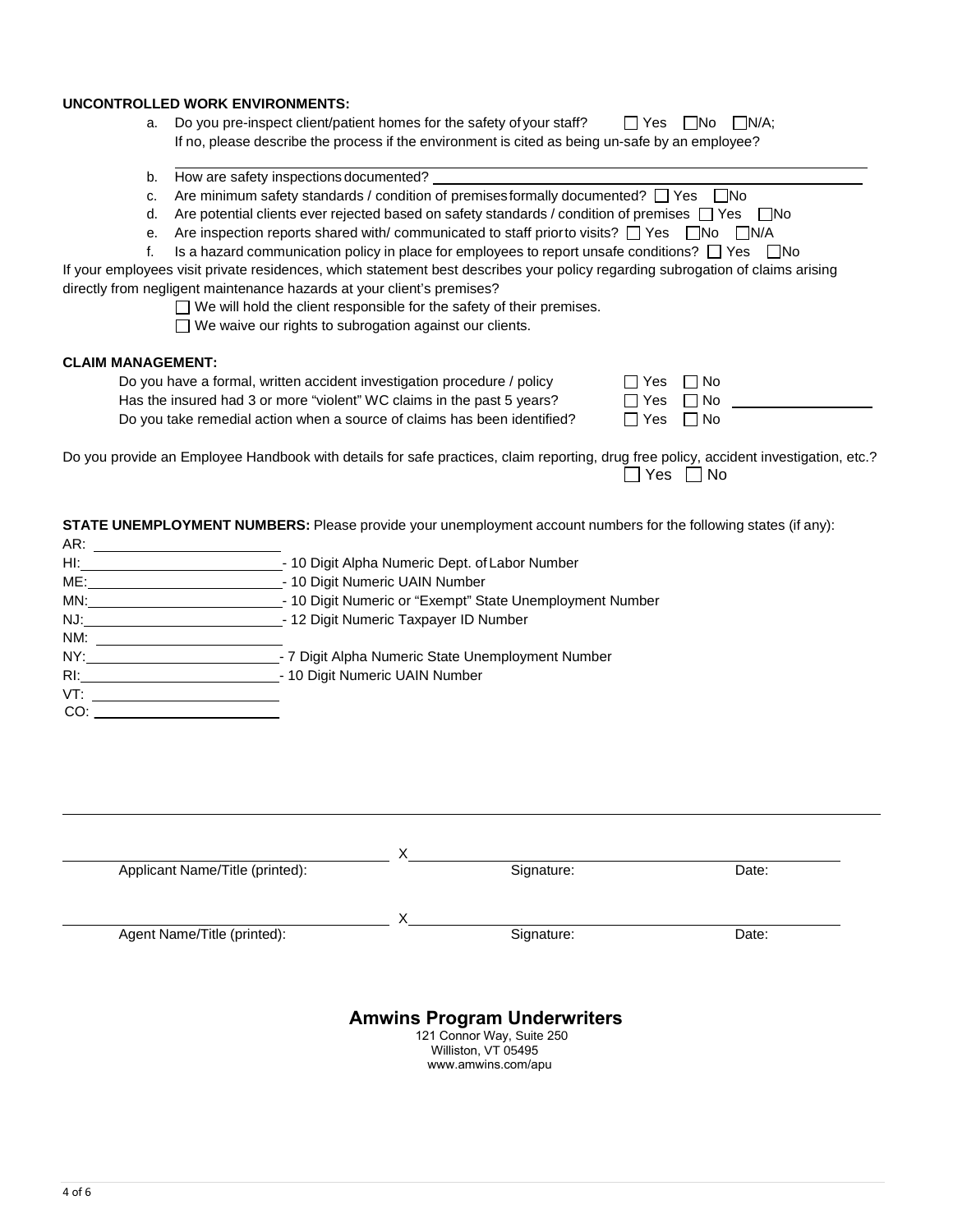**UNCONTROLLED WORK ENVIRONMENTS:**

a. Do you pre-inspect client/patient homes for the safety of your staff? ☐ Yes ☐No ☐N/A;
   If no, please describe the process if the environment is cited as being un-safe by an employee?

   ______________________________________________________________________

b. How are safety inspections documented? ______________________________________

c. Are minimum safety standards / condition of premises formally documented? ☐ Yes ☐No

d. Are potential clients ever rejected based on safety standards / condition of premises ☐ Yes ☐No

e. Are inspection reports shared with/ communicated to staff prior to visits? ☐ Yes ☐No ☐N/A

f. Is a hazard communication policy in place for employees to report unsafe conditions? ☐ Yes ☐No

If your employees visit private residences, which statement best describes your policy regarding subrogation of claims arising directly from negligent maintenance hazards at your client's premises?

☐ We will hold the client responsible for the safety of their premises.

☐ We waive our rights to subrogation against our clients.

**CLAIM MANAGEMENT:**

Do you have a formal, written accident investigation procedure / policy ☐ Yes ☐ No

Has the insured had 3 or more "violent" WC claims in the past 5 years? ☐ Yes ☐ No ____________

Do you take remedial action when a source of claims has been identified? ☐ Yes ☐ No

Do you provide an Employee Handbook with details for safe practices, claim reporting, drug free policy, accident investigation, etc.? ☐ Yes ☐ No

**STATE UNEMPLOYMENT NUMBERS:** Please provide your unemployment account numbers for the following states (if any):

AR: ____________________

HI: ____________________ - 10 Digit Alpha Numeric Dept. of Labor Number

ME: ____________________ - 10 Digit Numeric UAIN Number

MN: ____________________ - 10 Digit Numeric or "Exempt" State Unemployment Number

NJ: ____________________ - 12 Digit Numeric Taxpayer ID Number

NM: ____________________

NY: ____________________ - 7 Digit Alpha Numeric State Unemployment Number

RI: ____________________ - 10 Digit Numeric UAIN Number

VT: ____________________

CO: ____________________

| | | |
|---|---|---|
| ______________________ | X______________________ | ________ |
| Applicant Name/Title (printed): | Signature: | Date: |
| ______________________ | X______________________ | ________ |
| Agent Name/Title (printed): | Signature: | Date: |

**Amwins Program Underwriters**

121 Connor Way, Suite 250
Williston, VT 05495
www.amwins.com/apu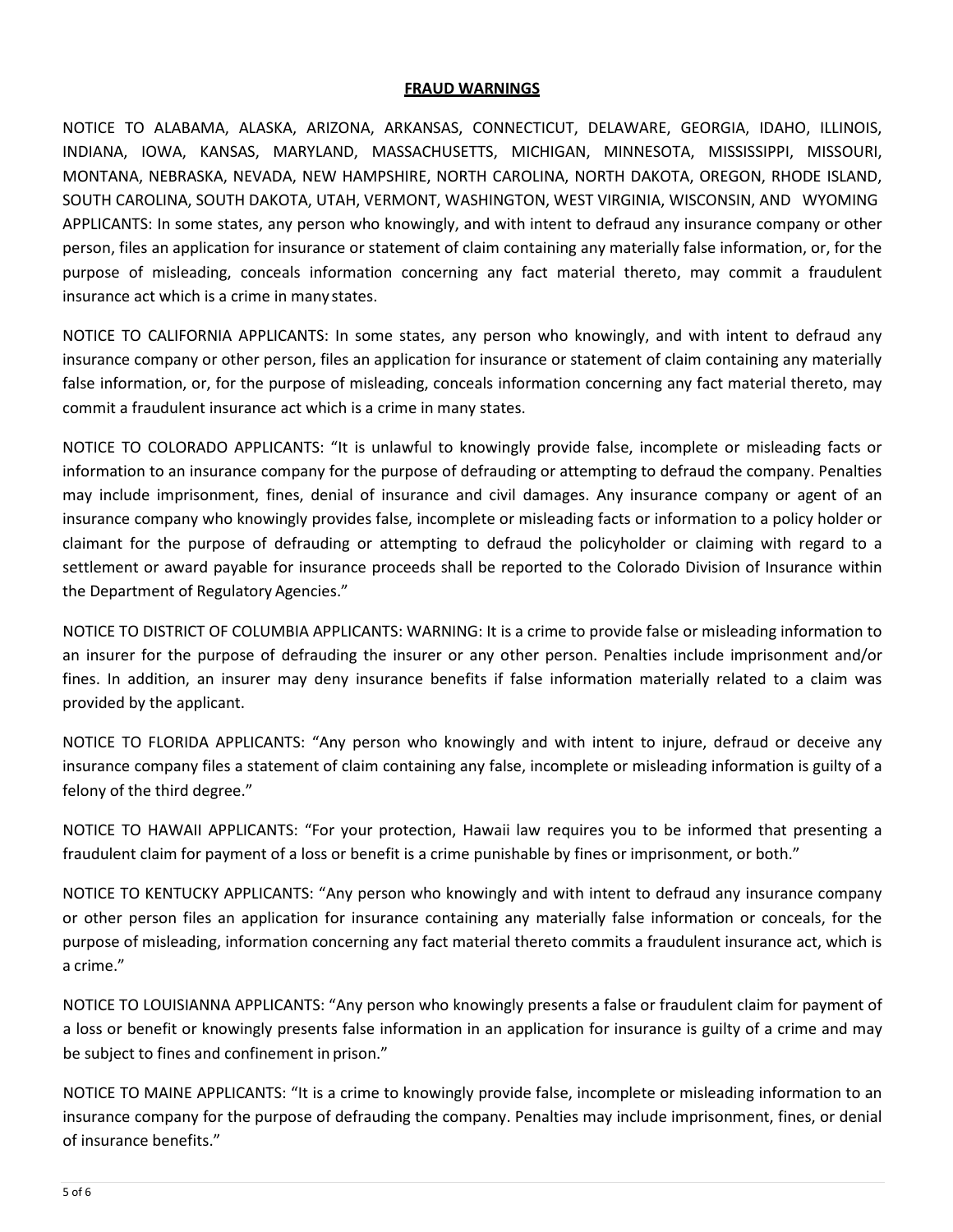**FRAUD WARNINGS**

NOTICE TO ALABAMA, ALASKA, ARIZONA, ARKANSAS, CONNECTICUT, DELAWARE, GEORGIA, IDAHO, ILLINOIS, INDIANA, IOWA, KANSAS, MARYLAND, MASSACHUSETTS, MICHIGAN, MINNESOTA, MISSISSIPPI, MISSOURI, MONTANA, NEBRASKA, NEVADA, NEW HAMPSHIRE, NORTH CAROLINA, NORTH DAKOTA, OREGON, RHODE ISLAND, SOUTH CAROLINA, SOUTH DAKOTA, UTAH, VERMONT, WASHINGTON, WEST VIRGINIA, WISCONSIN, AND WYOMING APPLICANTS: In some states, any person who knowingly, and with intent to defraud any insurance company or other person, files an application for insurance or statement of claim containing any materially false information, or, for the purpose of misleading, conceals information concerning any fact material thereto, may commit a fraudulent insurance act which is a crime in many states.

NOTICE TO CALIFORNIA APPLICANTS: In some states, any person who knowingly, and with intent to defraud any insurance company or other person, files an application for insurance or statement of claim containing any materially false information, or, for the purpose of misleading, conceals information concerning any fact material thereto, may commit a fraudulent insurance act which is a crime in many states.

NOTICE TO COLORADO APPLICANTS: "It is unlawful to knowingly provide false, incomplete or misleading facts or information to an insurance company for the purpose of defrauding or attempting to defraud the company. Penalties may include imprisonment, fines, denial of insurance and civil damages. Any insurance company or agent of an insurance company who knowingly provides false, incomplete or misleading facts or information to a policy holder or claimant for the purpose of defrauding or attempting to defraud the policyholder or claiming with regard to a settlement or award payable for insurance proceeds shall be reported to the Colorado Division of Insurance within the Department of Regulatory Agencies."

NOTICE TO DISTRICT OF COLUMBIA APPLICANTS: WARNING: It is a crime to provide false or misleading information to an insurer for the purpose of defrauding the insurer or any other person. Penalties include imprisonment and/or fines. In addition, an insurer may deny insurance benefits if false information materially related to a claim was provided by the applicant.

NOTICE TO FLORIDA APPLICANTS: "Any person who knowingly and with intent to injure, defraud or deceive any insurance company files a statement of claim containing any false, incomplete or misleading information is guilty of a felony of the third degree."

NOTICE TO HAWAII APPLICANTS: "For your protection, Hawaii law requires you to be informed that presenting a fraudulent claim for payment of a loss or benefit is a crime punishable by fines or imprisonment, or both."

NOTICE TO KENTUCKY APPLICANTS: "Any person who knowingly and with intent to defraud any insurance company or other person files an application for insurance containing any materially false information or conceals, for the purpose of misleading, information concerning any fact material thereto commits a fraudulent insurance act, which is a crime."

NOTICE TO LOUISIANNA APPLICANTS: "Any person who knowingly presents a false or fraudulent claim for payment of a loss or benefit or knowingly presents false information in an application for insurance is guilty of a crime and may be subject to fines and confinement in prison."

NOTICE TO MAINE APPLICANTS: "It is a crime to knowingly provide false, incomplete or misleading information to an insurance company for the purpose of defrauding the company. Penalties may include imprisonment, fines, or denial of insurance benefits."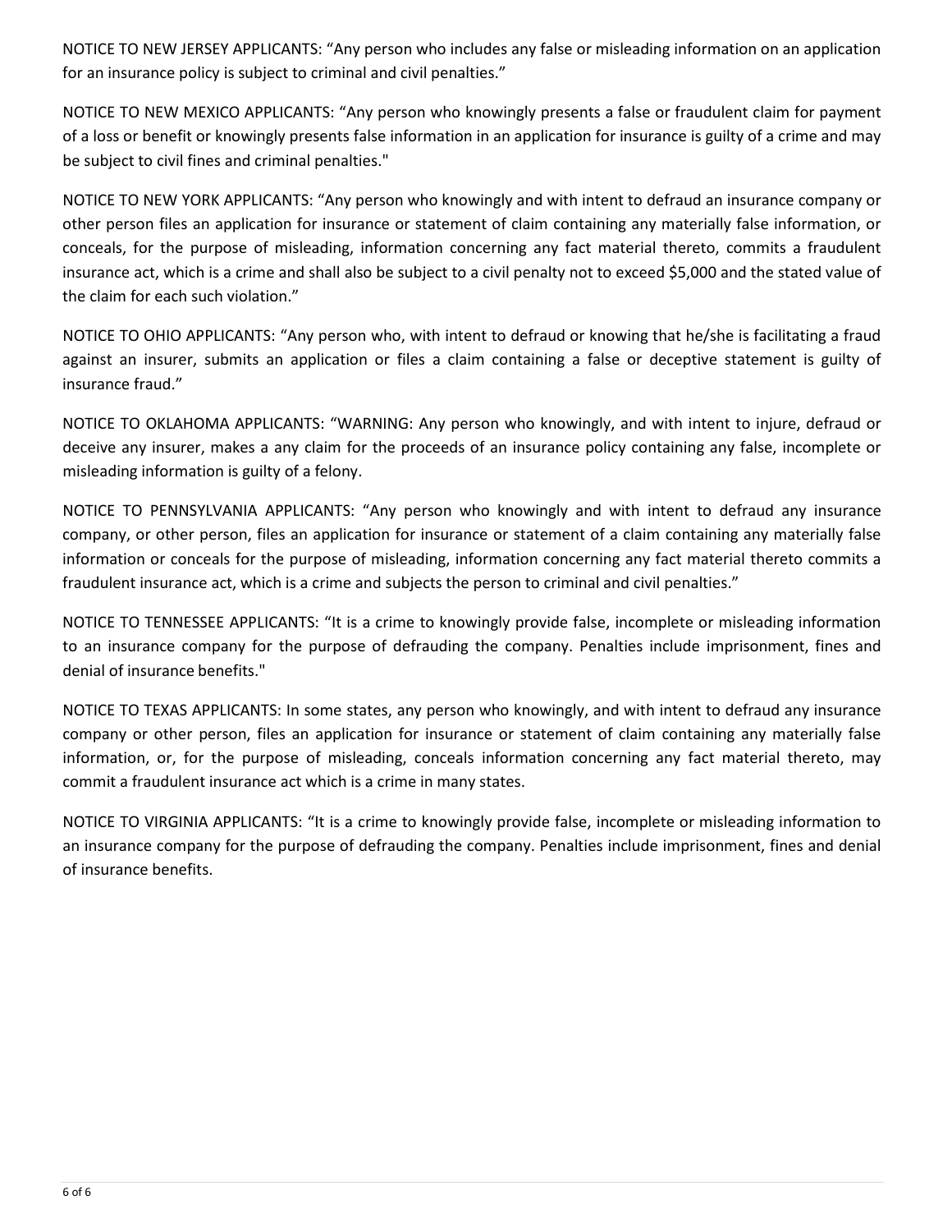NOTICE TO NEW JERSEY APPLICANTS: "Any person who includes any false or misleading information on an application for an insurance policy is subject to criminal and civil penalties."

NOTICE TO NEW MEXICO APPLICANTS: "Any person who knowingly presents a false or fraudulent claim for payment of a loss or benefit or knowingly presents false information in an application for insurance is guilty of a crime and may be subject to civil fines and criminal penalties."

NOTICE TO NEW YORK APPLICANTS: "Any person who knowingly and with intent to defraud an insurance company or other person files an application for insurance or statement of claim containing any materially false information, or conceals, for the purpose of misleading, information concerning any fact material thereto, commits a fraudulent insurance act, which is a crime and shall also be subject to a civil penalty not to exceed $5,000 and the stated value of the claim for each such violation."

NOTICE TO OHIO APPLICANTS: "Any person who, with intent to defraud or knowing that he/she is facilitating a fraud against an insurer, submits an application or files a claim containing a false or deceptive statement is guilty of insurance fraud."

NOTICE TO OKLAHOMA APPLICANTS: "WARNING: Any person who knowingly, and with intent to injure, defraud or deceive any insurer, makes a any claim for the proceeds of an insurance policy containing any false, incomplete or misleading information is guilty of a felony.

NOTICE TO PENNSYLVANIA APPLICANTS: "Any person who knowingly and with intent to defraud any insurance company, or other person, files an application for insurance or statement of a claim containing any materially false information or conceals for the purpose of misleading, information concerning any fact material thereto commits a fraudulent insurance act, which is a crime and subjects the person to criminal and civil penalties."

NOTICE TO TENNESSEE APPLICANTS: "It is a crime to knowingly provide false, incomplete or misleading information to an insurance company for the purpose of defrauding the company. Penalties include imprisonment, fines and denial of insurance benefits."

NOTICE TO TEXAS APPLICANTS: In some states, any person who knowingly, and with intent to defraud any insurance company or other person, files an application for insurance or statement of claim containing any materially false information, or, for the purpose of misleading, conceals information concerning any fact material thereto, may commit a fraudulent insurance act which is a crime in many states.

NOTICE TO VIRGINIA APPLICANTS: "It is a crime to knowingly provide false, incomplete or misleading information to an insurance company for the purpose of defrauding the company. Penalties include imprisonment, fines and denial of insurance benefits.